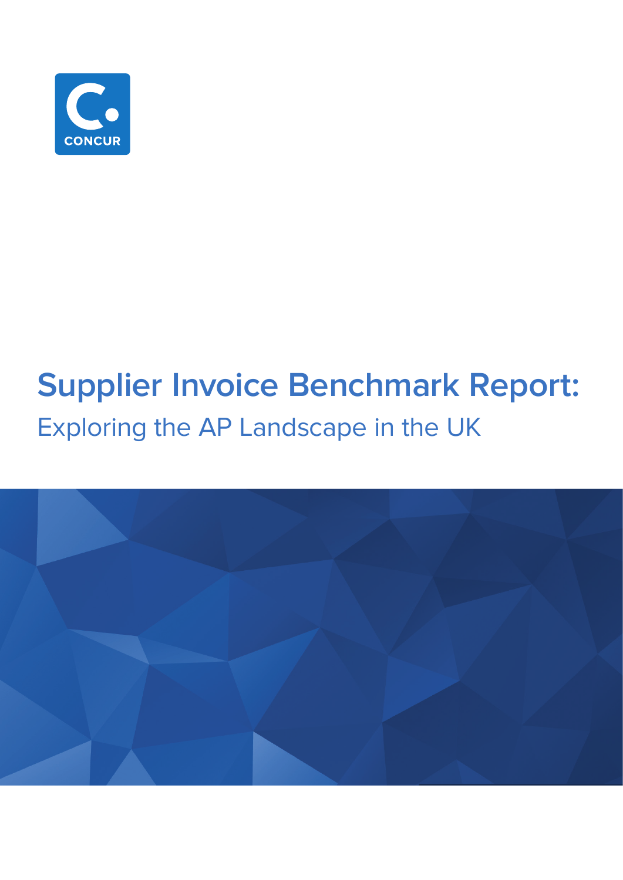CONCUR

# Supplier Invoice Benchmark Report:

## Exploring the AP Landscape in the UK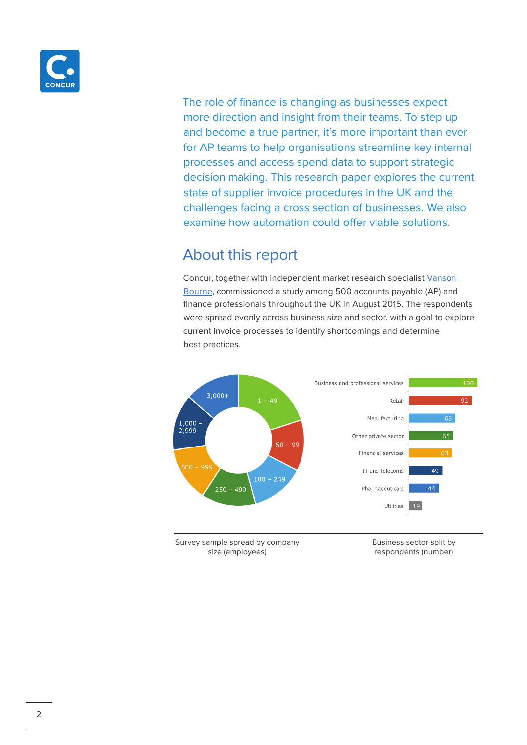The role of finance is changing as businesses expect more direction and insight from their teams. To step up and become a true partner, it's more important than ever for AP teams to help organisations streamline key internal processes and access spend data to support strategic decision making. This research paper explores the current state of supplier invoice procedures in the UK and the challenges facing a cross section of businesses. We also examine how automation could offer viable solutions.

## About this report

Concur, together with independent market research specialist Vanson Bourne, commissioned a study among 500 accounts payable (AP) and finance professionals throughout the UK in August 2015. The respondents were spread evenly across business size and sector, with a goal to explore current invoice processes to identify shortcomings and determine best practices.

3,000+
1 – 49
1,000 – 2,999
50 – 99
500 – 999
100 – 249
250 – 499

Survey sample spread by company size (employees)

Business and professional services 100
Retail 92
Manufacturing 68
Other private sector 65
Financial services 63
IT and telecoms 49
Pharmaceuticals 44
Utilities 19

Business sector split by respondents (number)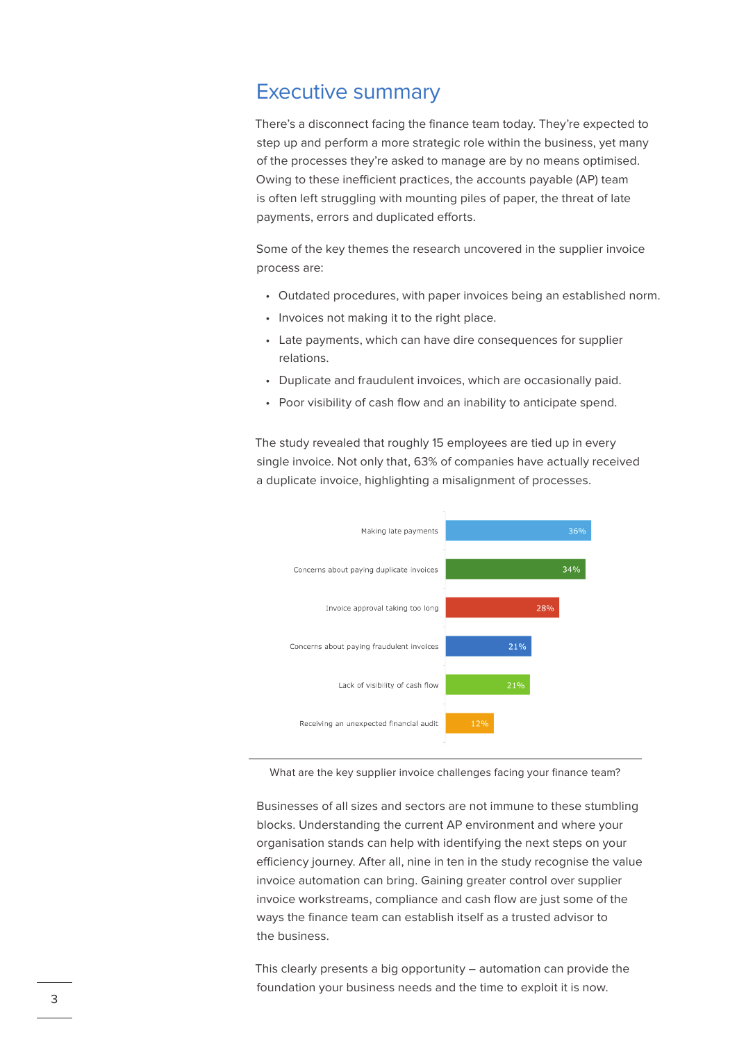# Executive summary

There's a disconnect facing the finance team today. They're expected to step up and perform a more strategic role within the business, yet many of the processes they're asked to manage are by no means optimised. Owing to these inefficient practices, the accounts payable (AP) team is often left struggling with mounting piles of paper, the threat of late payments, errors and duplicated efforts.

Some of the key themes the research uncovered in the supplier invoice process are:

- Outdated procedures, with paper invoices being an established norm.
- Invoices not making it to the right place.
- Late payments, which can have dire consequences for supplier relations.
- Duplicate and fraudulent invoices, which are occasionally paid.
- Poor visibility of cash flow and an inability to anticipate spend.

The study revealed that roughly 15 employees are tied up in every single invoice. Not only that, 63% of companies have actually received a duplicate invoice, highlighting a misalignment of processes.

Making late payments 36%
Concerns about paying duplicate invoices 34%
Invoice approval taking too long 28%
Concerns about paying fraudulent invoices 21%
Lack of visibility of cash flow 21%
Receiving an unexpected financial audit 12%

What are the key supplier invoice challenges facing your finance team?

Businesses of all sizes and sectors are not immune to these stumbling blocks. Understanding the current AP environment and where your organisation stands can help with identifying the next steps on your efficiency journey. After all, nine in ten in the study recognise the value invoice automation can bring. Gaining greater control over supplier invoice workstreams, compliance and cash flow are just some of the ways the finance team can establish itself as a trusted advisor to the business.

This clearly presents a big opportunity – automation can provide the foundation your business needs and the time to exploit it is now.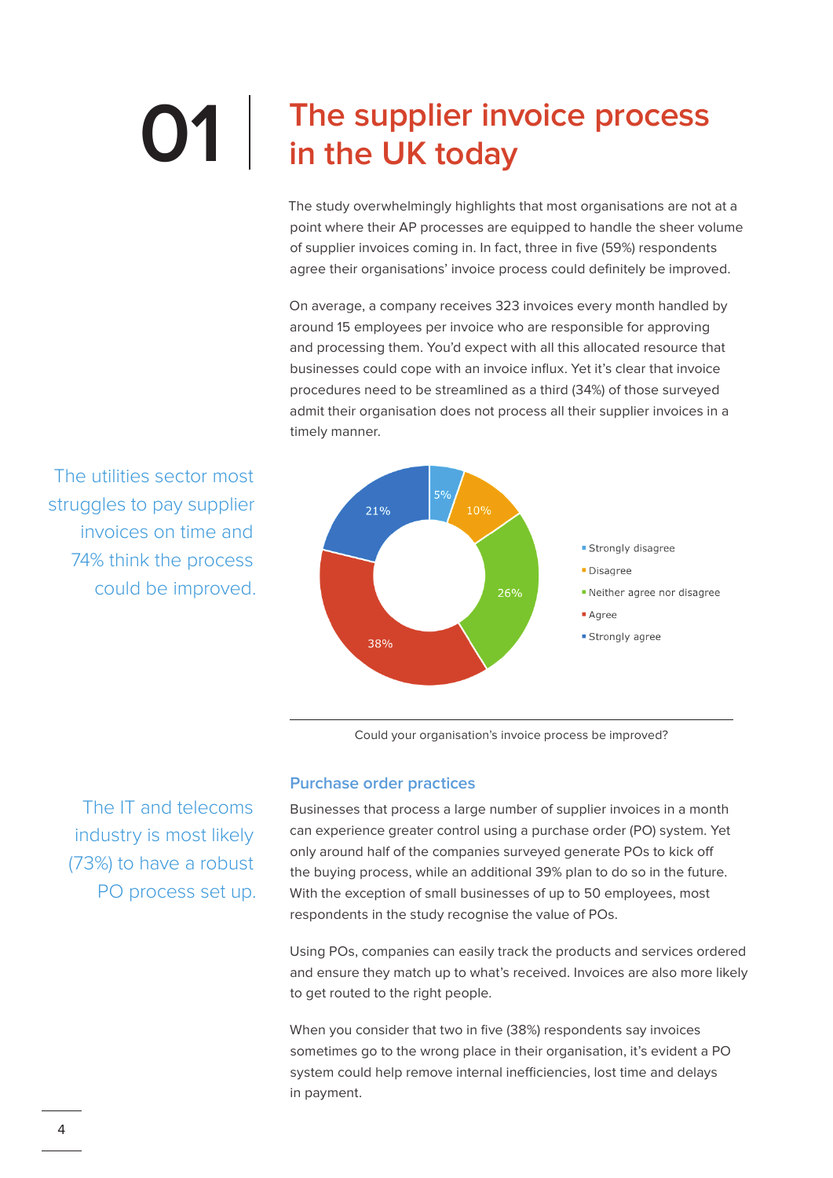# 01 The supplier invoice process in the UK today

The study overwhelmingly highlights that most organisations are not at a point where their AP processes are equipped to handle the sheer volume of supplier invoices coming in. In fact, three in five (59%) respondents agree their organisations' invoice process could definitely be improved.

On average, a company receives 323 invoices every month handled by around 15 employees per invoice who are responsible for approving and processing them. You'd expect with all this allocated resource that businesses could cope with an invoice influx. Yet it's clear that invoice procedures need to be streamlined as a third (34%) of those surveyed admit their organisation does not process all their supplier invoices in a timely manner.

The utilities sector most struggles to pay supplier invoices on time and 74% think the process could be improved.

5%
10%
26%
38%
21%

Strongly disagree
Disagree
Neither agree nor disagree
Agree
Strongly agree

Could your organisation's invoice process be improved?

### Purchase order practices

The IT and telecoms industry is most likely (73%) to have a robust PO process set up.

Businesses that process a large number of supplier invoices in a month can experience greater control using a purchase order (PO) system. Yet only around half of the companies surveyed generate POs to kick off the buying process, while an additional 39% plan to do so in the future. With the exception of small businesses of up to 50 employees, most respondents in the study recognise the value of POs.

Using POs, companies can easily track the products and services ordered and ensure they match up to what's received. Invoices are also more likely to get routed to the right people.

When you consider that two in five (38%) respondents say invoices sometimes go to the wrong place in their organisation, it's evident a PO system could help remove internal inefficiencies, lost time and delays in payment.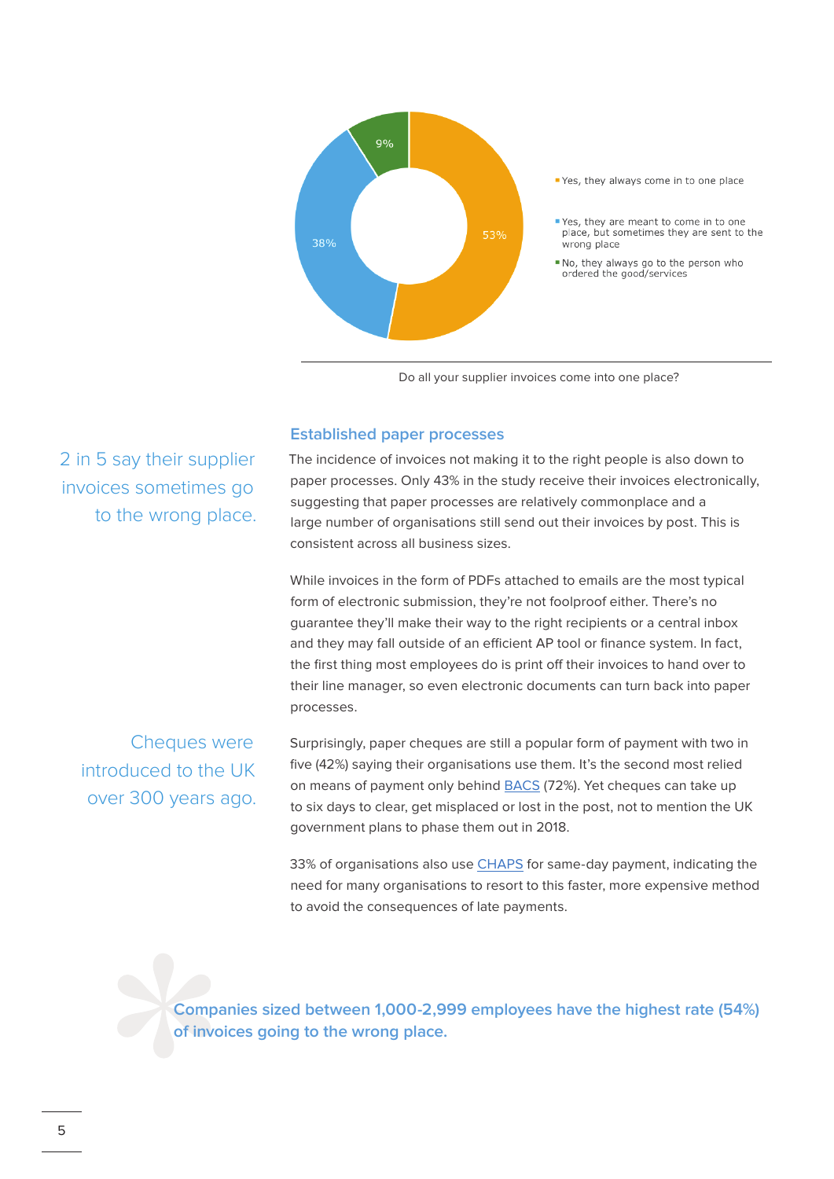9%

53%

38%

- Yes, they always come in to one place
- Yes, they are meant to come in to one place, but sometimes they are sent to the wrong place
- No, they always go to the person who ordered the good/services

Do all your supplier invoices come into one place?

2 in 5 say their supplier invoices sometimes go to the wrong place.

## Established paper processes

The incidence of invoices not making it to the right people is also down to paper processes. Only 43% in the study receive their invoices electronically, suggesting that paper processes are relatively commonplace and a large number of organisations still send out their invoices by post. This is consistent across all business sizes.

While invoices in the form of PDFs attached to emails are the most typical form of electronic submission, they're not foolproof either. There's no guarantee they'll make their way to the right recipients or a central inbox and they may fall outside of an efficient AP tool or finance system. In fact, the first thing most employees do is print off their invoices to hand over to their line manager, so even electronic documents can turn back into paper processes.

Cheques were introduced to the UK over 300 years ago.

Surprisingly, paper cheques are still a popular form of payment with two in five (42%) saying their organisations use them. It's the second most relied on means of payment only behind BACS (72%). Yet cheques can take up to six days to clear, get misplaced or lost in the post, not to mention the UK government plans to phase them out in 2018.

33% of organisations also use CHAPS for same-day payment, indicating the need for many organisations to resort to this faster, more expensive method to avoid the consequences of late payments.

**Companies sized between 1,000-2,999 employees have the highest rate (54%) of invoices going to the wrong place.**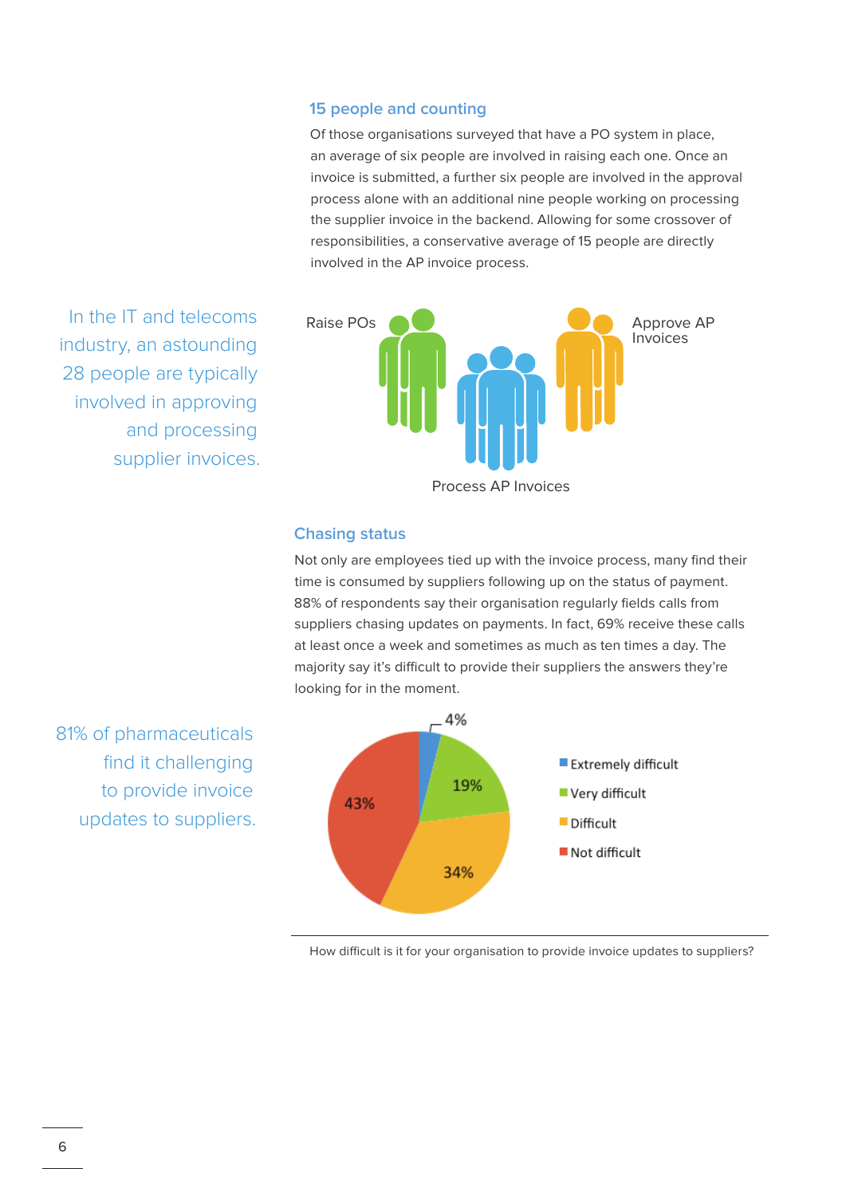## 15 people and counting

Of those organisations surveyed that have a PO system in place, an average of six people are involved in raising each one. Once an invoice is submitted, a further six people are involved in the approval process alone with an additional nine people working on processing the supplier invoice in the backend. Allowing for some crossover of responsibilities, a conservative average of 15 people are directly involved in the AP invoice process.

In the IT and telecoms industry, an astounding 28 people are typically involved in approving and processing supplier invoices.

Raise POs

Approve AP Invoices

Process AP Invoices

## Chasing status

Not only are employees tied up with the invoice process, many find their time is consumed by suppliers following up on the status of payment. 88% of respondents say their organisation regularly fields calls from suppliers chasing updates on payments. In fact, 69% receive these calls at least once a week and sometimes as much as ten times a day. The majority say it's difficult to provide their suppliers the answers they're looking for in the moment.

81% of pharmaceuticals find it challenging to provide invoice updates to suppliers.

4%
19%
34%
43%

Extremely difficult
Very difficult
Difficult
Not difficult

How difficult is it for your organisation to provide invoice updates to suppliers?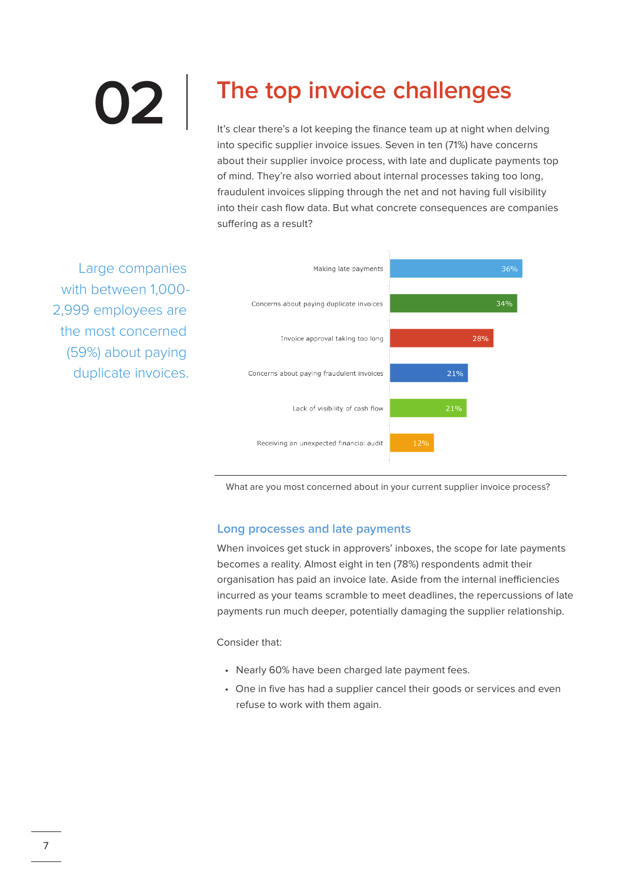# 02 The top invoice challenges

It's clear there's a lot keeping the finance team up at night when delving into specific supplier invoice issues. Seven in ten (71%) have concerns about their supplier invoice process, with late and duplicate payments top of mind. They're also worried about internal processes taking too long, fraudulent invoices slipping through the net and not having full visibility into their cash flow data. But what concrete consequences are companies suffering as a result?

Large companies with between 1,000-2,999 employees are the most concerned (59%) about paying duplicate invoices.

Making late payments 36%
Concerns about paying duplicate invoices 34%
Invoice approval taking too long 28%
Concerns about paying fraudulent invoices 21%
Lack of visibility of cash flow 21%
Receiving an unexpected financial audit 12%

What are you most concerned about in your current supplier invoice process?

### Long processes and late payments

When invoices get stuck in approvers' inboxes, the scope for late payments becomes a reality. Almost eight in ten (78%) respondents admit their organisation has paid an invoice late. Aside from the internal inefficiencies incurred as your teams scramble to meet deadlines, the repercussions of late payments run much deeper, potentially damaging the supplier relationship.

Consider that:

- Nearly 60% have been charged late payment fees.
- One in five has had a supplier cancel their goods or services and even refuse to work with them again.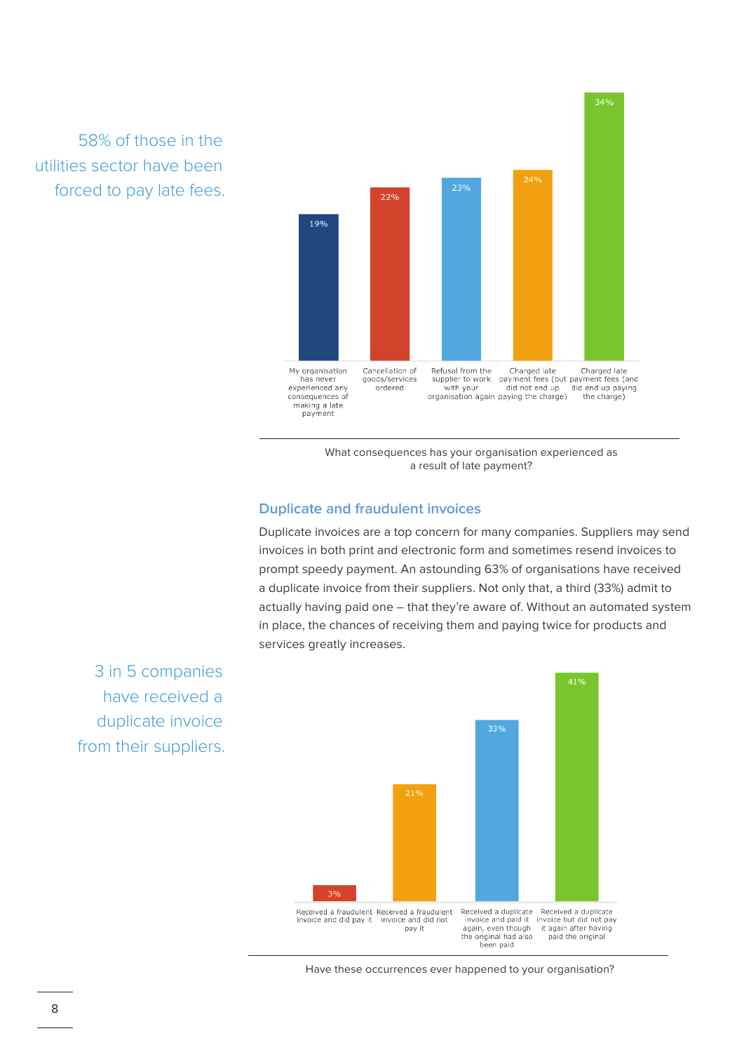58% of those in the utilities sector have been forced to pay late fees.

| Consequence | Percentage |
| --- | --- |
| My organisation has never experienced any consequences of making a late payment | 19% |
| Cancellation of goods/services ordered | 22% |
| Refusal from the supplier to work with your organisation again | 23% |
| Charged late payment fees (but did not end up paying the charge) | 24% |
| Charged late payment fees (and did end up paying the charge) | 34% |

What consequences has your organisation experienced as a result of late payment?

## Duplicate and fraudulent invoices

Duplicate invoices are a top concern for many companies. Suppliers may send invoices in both print and electronic form and sometimes resend invoices to prompt speedy payment. An astounding 63% of organisations have received a duplicate invoice from their suppliers. Not only that, a third (33%) admit to actually having paid one – that they're aware of. Without an automated system in place, the chances of receiving them and paying twice for products and services greatly increases.

3 in 5 companies have received a duplicate invoice from their suppliers.

| Occurrence | Percentage |
| --- | --- |
| Received a fraudulent invoice and did pay it | 3% |
| Received a fraudulent invoice and did not pay it | 21% |
| Received a duplicate invoice and paid it again, even though the original had also been paid | 33% |
| Received a duplicate invoice but did not pay it again after having paid the original | 41% |

Have these occurrences ever happened to your organisation?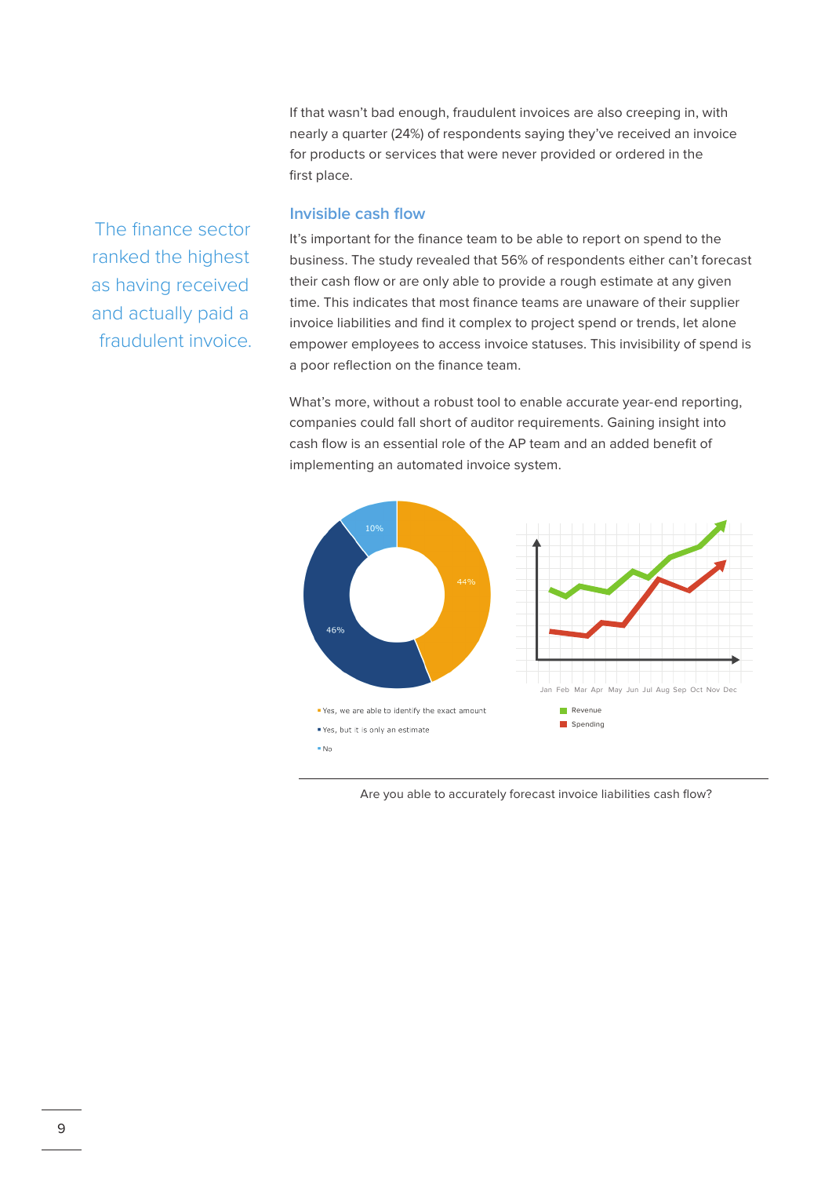If that wasn't bad enough, fraudulent invoices are also creeping in, with nearly a quarter (24%) of respondents saying they've received an invoice for products or services that were never provided or ordered in the first place.

> The finance sector ranked the highest as having received and actually paid a fraudulent invoice.

## Invisible cash flow

It's important for the finance team to be able to report on spend to the business. The study revealed that 56% of respondents either can't forecast their cash flow or are only able to provide a rough estimate at any given time. This indicates that most finance teams are unaware of their supplier invoice liabilities and find it complex to project spend or trends, let alone empower employees to access invoice statuses. This invisibility of spend is a poor reflection on the finance team.

What's more, without a robust tool to enable accurate year-end reporting, companies could fall short of auditor requirements. Gaining insight into cash flow is an essential role of the AP team and an added benefit of implementing an automated invoice system.

10%
44%
46%

- Yes, we are able to identify the exact amount
- Yes, but it is only an estimate
- No

Jan Feb Mar Apr May Jun Jul Aug Sep Oct Nov Dec

- Revenue
- Spending

Are you able to accurately forecast invoice liabilities cash flow?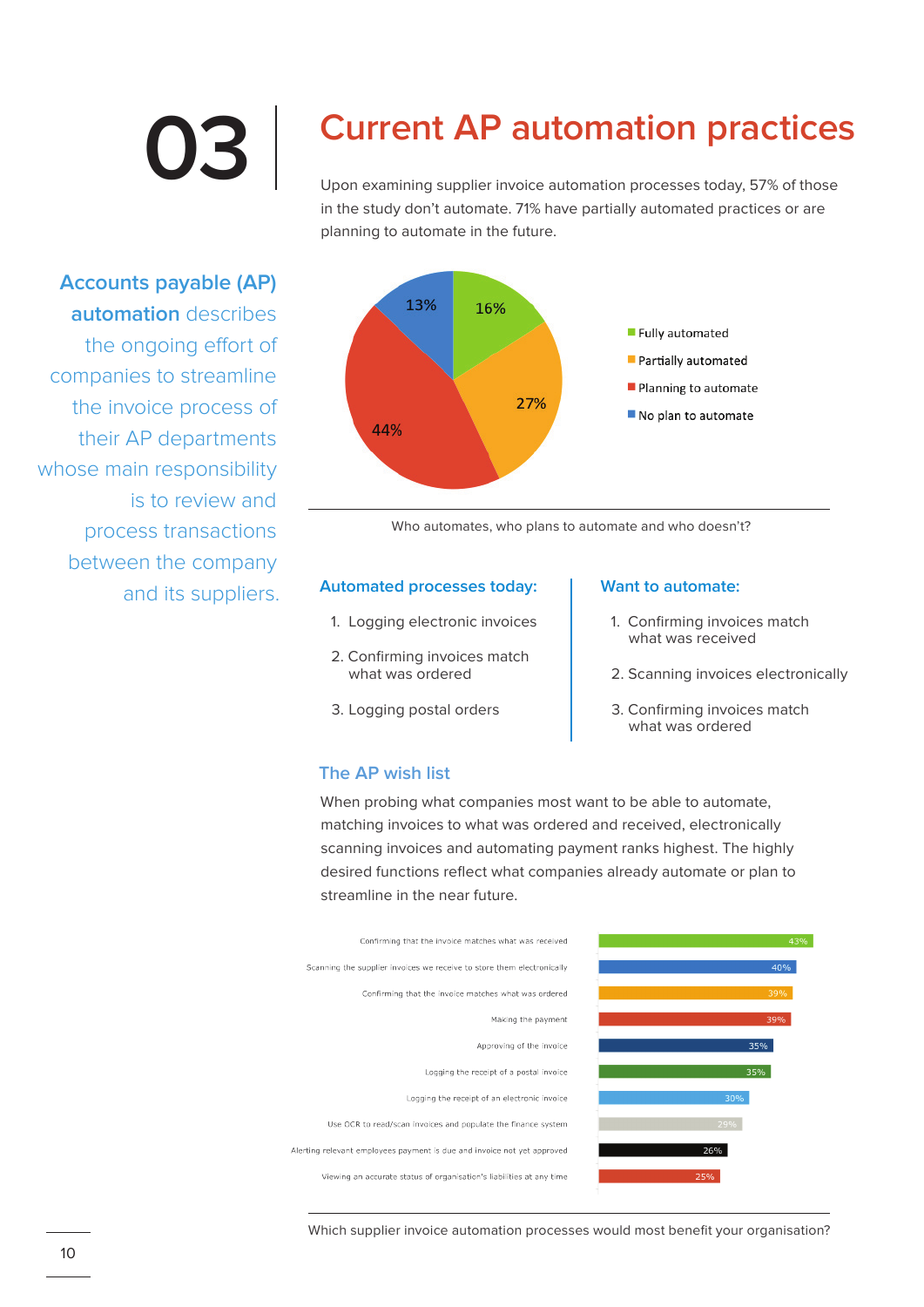# 03 Current AP automation practices

**Accounts payable (AP) automation** describes the ongoing effort of companies to streamline the invoice process of their AP departments whose main responsibility is to review and process transactions between the company and its suppliers.

Upon examining supplier invoice automation processes today, 57% of those in the study don't automate. 71% have partially automated practices or are planning to automate in the future.

16%
27%
44%
13%

Fully automated
Partially automated
Planning to automate
No plan to automate

Who automates, who plans to automate and who doesn't?

### Automated processes today:

1. Logging electronic invoices
2. Confirming invoices match what was ordered
3. Logging postal orders

### Want to automate:

1. Confirming invoices match what was received
2. Scanning invoices electronically
3. Confirming invoices match what was ordered

### The AP wish list

When probing what companies most want to be able to automate, matching invoices to what was ordered and received, electronically scanning invoices and automating payment ranks highest. The highly desired functions reflect what companies already automate or plan to streamline in the near future.

Confirming that the invoice matches what was received 43%
Scanning the supplier invoices we receive to store them electronically 40%
Confirming that the invoice matches what was ordered 39%
Making the payment 39%
Approving of the invoice 35%
Logging the receipt of a postal invoice 35%
Logging the receipt of an electronic invoice 30%
Use OCR to read/scan invoices and populate the finance system 29%
Alerting relevant employees payment is due and invoice not yet approved 26%
Viewing an accurate status of organisation's liabilities at any time 25%

Which supplier invoice automation processes would most benefit your organisation?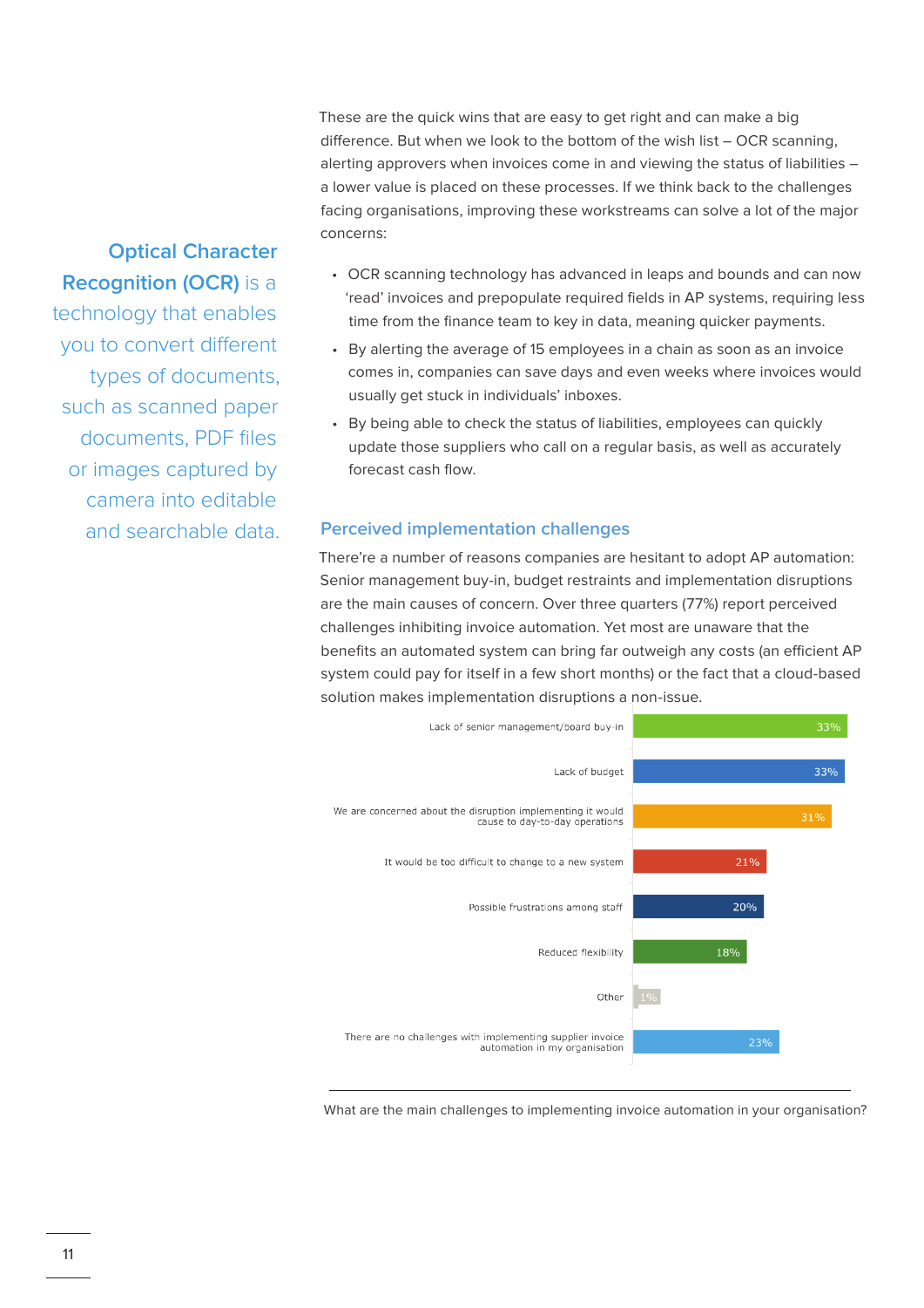**Optical Character Recognition (OCR)** is a technology that enables you to convert different types of documents, such as scanned paper documents, PDF files or images captured by camera into editable and searchable data.

These are the quick wins that are easy to get right and can make a big difference. But when we look to the bottom of the wish list – OCR scanning, alerting approvers when invoices come in and viewing the status of liabilities – a lower value is placed on these processes. If we think back to the challenges facing organisations, improving these workstreams can solve a lot of the major concerns:

- OCR scanning technology has advanced in leaps and bounds and can now 'read' invoices and prepopulate required fields in AP systems, requiring less time from the finance team to key in data, meaning quicker payments.
- By alerting the average of 15 employees in a chain as soon as an invoice comes in, companies can save days and even weeks where invoices would usually get stuck in individuals' inboxes.
- By being able to check the status of liabilities, employees can quickly update those suppliers who call on a regular basis, as well as accurately forecast cash flow.

## Perceived implementation challenges

There're a number of reasons companies are hesitant to adopt AP automation: Senior management buy-in, budget restraints and implementation disruptions are the main causes of concern. Over three quarters (77%) report perceived challenges inhibiting invoice automation. Yet most are unaware that the benefits an automated system can bring far outweigh any costs (an efficient AP system could pay for itself in a few short months) or the fact that a cloud-based solution makes implementation disruptions a non-issue.

Lack of senior management/board buy-in 33%
Lack of budget 33%
We are concerned about the disruption implementing it would cause to day-to-day operations 31%
It would be too difficult to change to a new system 21%
Possible frustrations among staff 20%
Reduced flexibility 18%
Other 1%
There are no challenges with implementing supplier invoice automation in my organisation 23%

What are the main challenges to implementing invoice automation in your organisation?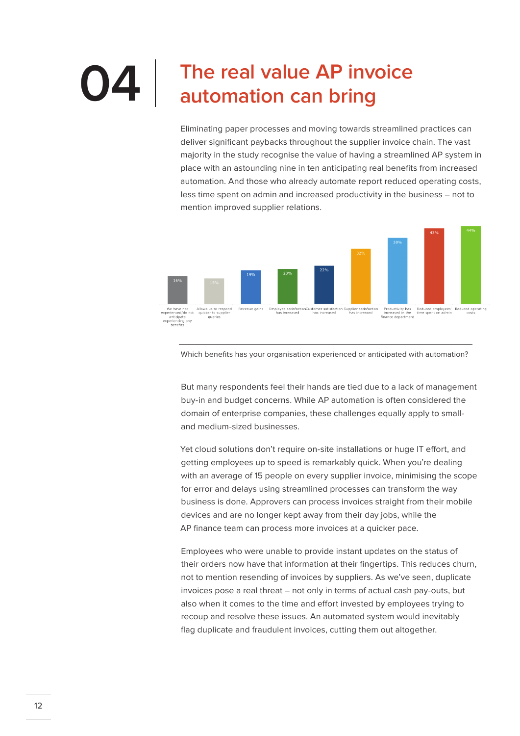# 04 The real value AP invoice automation can bring

Eliminating paper processes and moving towards streamlined practices can deliver significant paybacks throughout the supplier invoice chain. The vast majority in the study recognise the value of having a streamlined AP system in place with an astounding nine in ten anticipating real benefits from increased automation. And those who already automate report reduced operating costs, less time spent on admin and increased productivity in the business – not to mention improved supplier relations.

16%
We have not experienced/do not anticipate experiencing any benefits

15%
Allows us to respond quicker to supplier queries

19%
Revenue gains

20%
Employee satisfaction has increased

22%
Customer satisfaction has increased

32%
Supplier satisfaction has increased

38%
Productivity has increased in the finance department

43%
Reduced employees' time spent on admin

44%
Reduced operating costs

Which benefits has your organisation experienced or anticipated with automation?

But many respondents feel their hands are tied due to a lack of management buy-in and budget concerns. While AP automation is often considered the domain of enterprise companies, these challenges equally apply to small- and medium-sized businesses.

Yet cloud solutions don't require on-site installations or huge IT effort, and getting employees up to speed is remarkably quick. When you're dealing with an average of 15 people on every supplier invoice, minimising the scope for error and delays using streamlined processes can transform the way business is done. Approvers can process invoices straight from their mobile devices and are no longer kept away from their day jobs, while the AP finance team can process more invoices at a quicker pace.

Employees who were unable to provide instant updates on the status of their orders now have that information at their fingertips. This reduces churn, not to mention resending of invoices by suppliers. As we've seen, duplicate invoices pose a real threat – not only in terms of actual cash pay-outs, but also when it comes to the time and effort invested by employees trying to recoup and resolve these issues. An automated system would inevitably flag duplicate and fraudulent invoices, cutting them out altogether.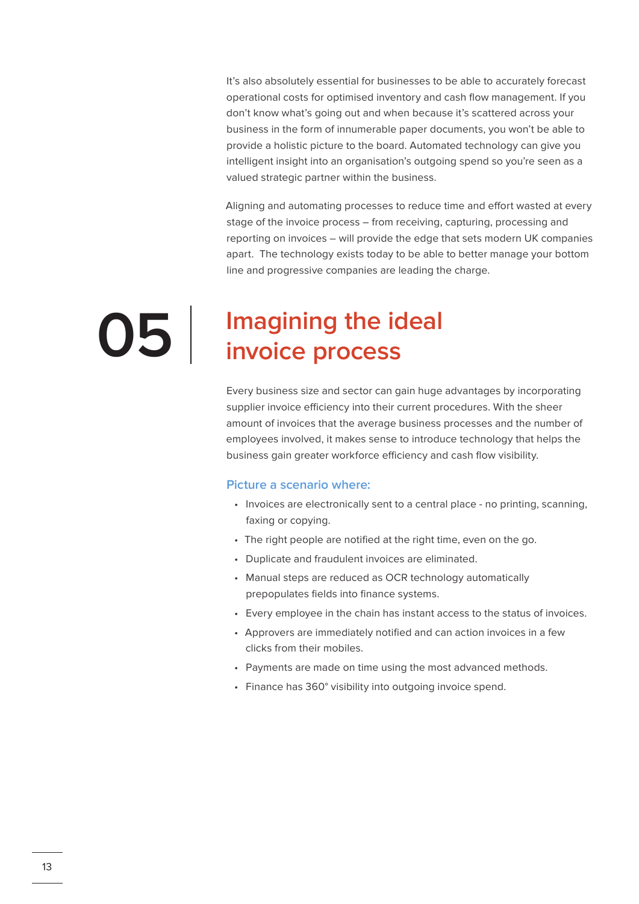It's also absolutely essential for businesses to be able to accurately forecast operational costs for optimised inventory and cash flow management. If you don't know what's going out and when because it's scattered across your business in the form of innumerable paper documents, you won't be able to provide a holistic picture to the board. Automated technology can give you intelligent insight into an organisation's outgoing spend so you're seen as a valued strategic partner within the business.

Aligning and automating processes to reduce time and effort wasted at every stage of the invoice process – from receiving, capturing, processing and reporting on invoices – will provide the edge that sets modern UK companies apart. The technology exists today to be able to better manage your bottom line and progressive companies are leading the charge.

# 05 | Imagining the ideal invoice process

Every business size and sector can gain huge advantages by incorporating supplier invoice efficiency into their current procedures. With the sheer amount of invoices that the average business processes and the number of employees involved, it makes sense to introduce technology that helps the business gain greater workforce efficiency and cash flow visibility.

### Picture a scenario where:

- Invoices are electronically sent to a central place - no printing, scanning, faxing or copying.
- The right people are notified at the right time, even on the go.
- Duplicate and fraudulent invoices are eliminated.
- Manual steps are reduced as OCR technology automatically prepopulates fields into finance systems.
- Every employee in the chain has instant access to the status of invoices.
- Approvers are immediately notified and can action invoices in a few clicks from their mobiles.
- Payments are made on time using the most advanced methods.
- Finance has 360° visibility into outgoing invoice spend.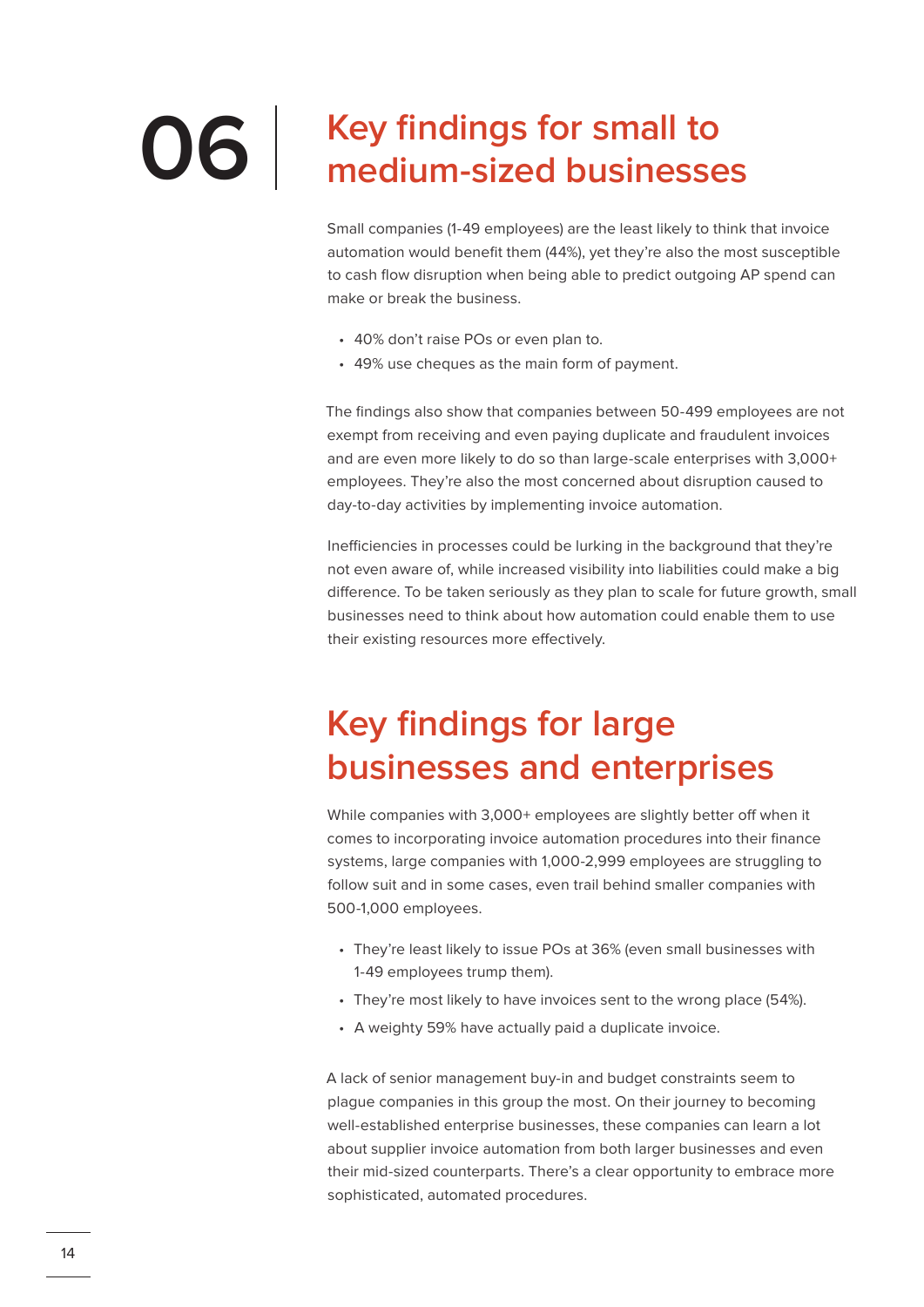# 06 | Key findings for small to medium-sized businesses

Small companies (1-49 employees) are the least likely to think that invoice automation would benefit them (44%), yet they're also the most susceptible to cash flow disruption when being able to predict outgoing AP spend can make or break the business.

- 40% don't raise POs or even plan to.
- 49% use cheques as the main form of payment.

The findings also show that companies between 50-499 employees are not exempt from receiving and even paying duplicate and fraudulent invoices and are even more likely to do so than large-scale enterprises with 3,000+ employees. They're also the most concerned about disruption caused to day-to-day activities by implementing invoice automation.

Inefficiencies in processes could be lurking in the background that they're not even aware of, while increased visibility into liabilities could make a big difference. To be taken seriously as they plan to scale for future growth, small businesses need to think about how automation could enable them to use their existing resources more effectively.

# Key findings for large businesses and enterprises

While companies with 3,000+ employees are slightly better off when it comes to incorporating invoice automation procedures into their finance systems, large companies with 1,000-2,999 employees are struggling to follow suit and in some cases, even trail behind smaller companies with 500-1,000 employees.

- They're least likely to issue POs at 36% (even small businesses with 1-49 employees trump them).
- They're most likely to have invoices sent to the wrong place (54%).
- A weighty 59% have actually paid a duplicate invoice.

A lack of senior management buy-in and budget constraints seem to plague companies in this group the most. On their journey to becoming well-established enterprise businesses, these companies can learn a lot about supplier invoice automation from both larger businesses and even their mid-sized counterparts. There's a clear opportunity to embrace more sophisticated, automated procedures.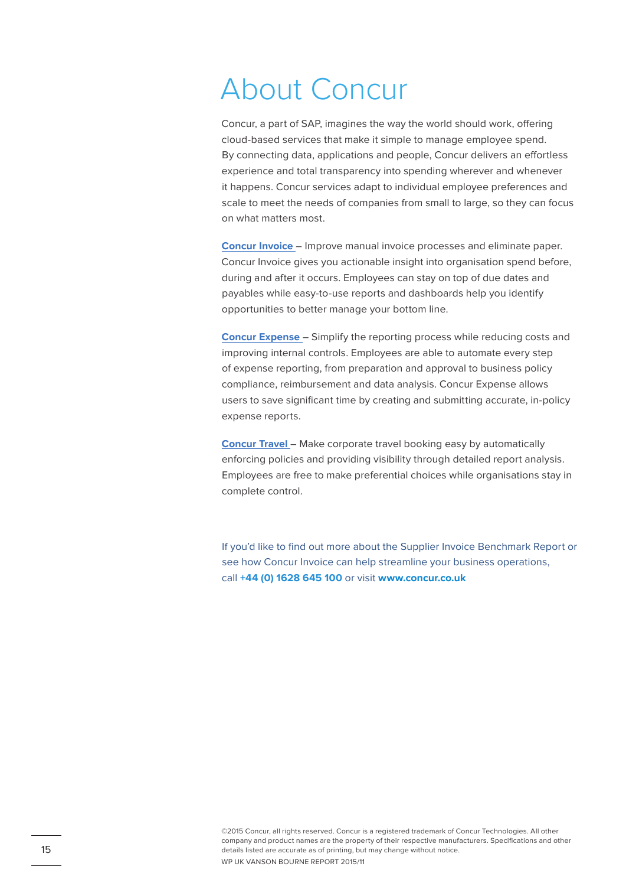# About Concur

Concur, a part of SAP, imagines the way the world should work, offering cloud-based services that make it simple to manage employee spend. By connecting data, applications and people, Concur delivers an effortless experience and total transparency into spending wherever and whenever it happens. Concur services adapt to individual employee preferences and scale to meet the needs of companies from small to large, so they can focus on what matters most.

**Concur Invoice** – Improve manual invoice processes and eliminate paper. Concur Invoice gives you actionable insight into organisation spend before, during and after it occurs. Employees can stay on top of due dates and payables while easy-to-use reports and dashboards help you identify opportunities to better manage your bottom line.

**Concur Expense** – Simplify the reporting process while reducing costs and improving internal controls. Employees are able to automate every step of expense reporting, from preparation and approval to business policy compliance, reimbursement and data analysis. Concur Expense allows users to save significant time by creating and submitting accurate, in-policy expense reports.

**Concur Travel** – Make corporate travel booking easy by automatically enforcing policies and providing visibility through detailed report analysis. Employees are free to make preferential choices while organisations stay in complete control.

If you'd like to find out more about the Supplier Invoice Benchmark Report or see how Concur Invoice can help streamline your business operations, call **+44 (0) 1628 645 100** or visit **www.concur.co.uk**

©2015 Concur, all rights reserved. Concur is a registered trademark of Concur Technologies. All other company and product names are the property of their respective manufacturers. Specifications and other details listed are accurate as of printing, but may change without notice.

WP UK VANSON BOURNE REPORT 2015/11